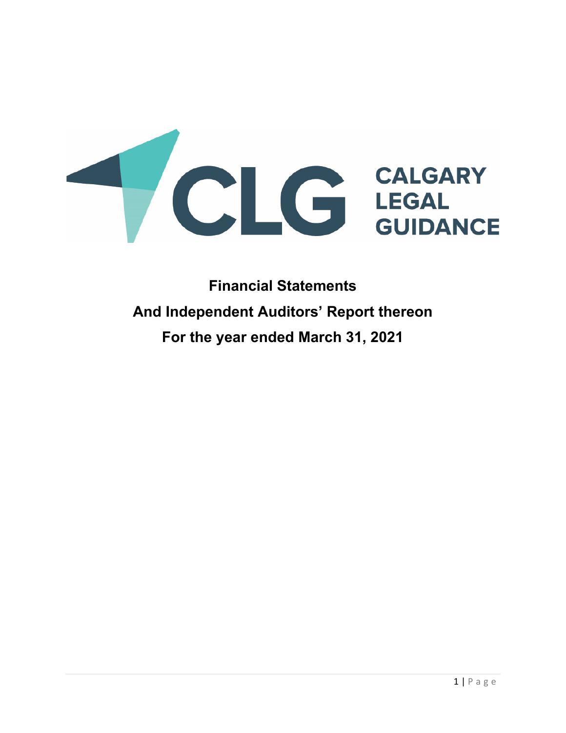CLG CALGARY LEGAL GUIDANCE

# Financial Statements

# And Independent Auditors' Report thereon

# For the year ended March 31, 2021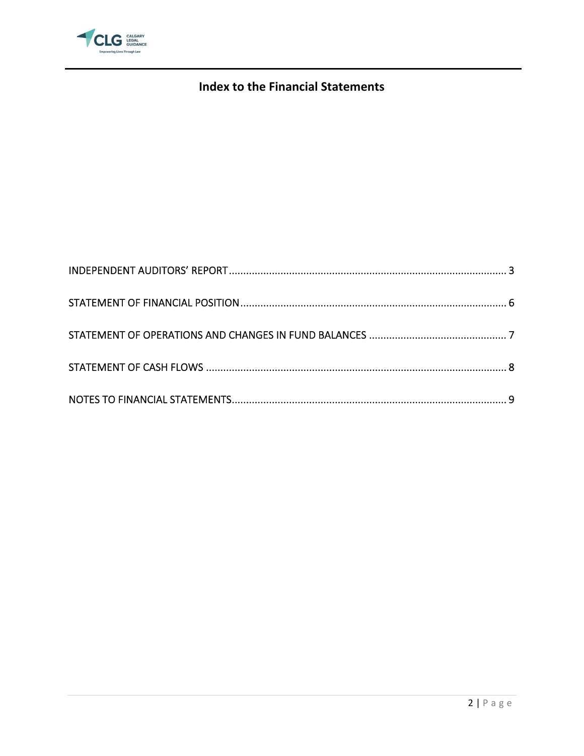# Index to the Financial Statements

INDEPENDENT AUDITORS' REPORT ........................................................................................ 3

STATEMENT OF FINANCIAL POSITION ................................................................................. 6

STATEMENT OF OPERATIONS AND CHANGES IN FUND BALANCES ........................................ 7

STATEMENT OF CASH FLOWS ............................................................................................ 8

NOTES TO FINANCIAL STATEMENTS ................................................................................... 9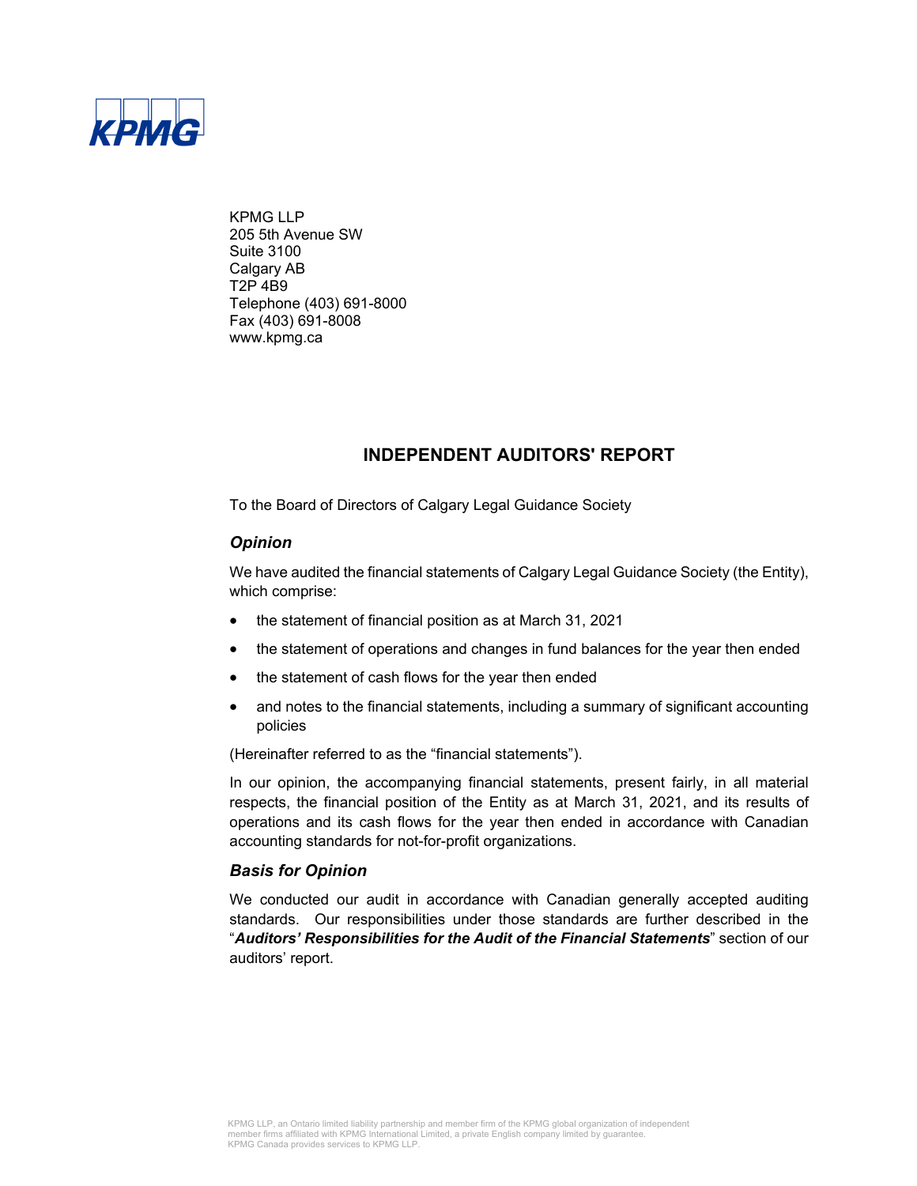KPMG

KPMG LLP
205 5th Avenue SW
Suite 3100
Calgary AB
T2P 4B9
Telephone (403) 691-8000
Fax (403) 691-8008
www.kpmg.ca

# INDEPENDENT AUDITORS' REPORT

To the Board of Directors of Calgary Legal Guidance Society

### *Opinion*

We have audited the financial statements of Calgary Legal Guidance Society (the Entity), which comprise:

- the statement of financial position as at March 31, 2021
- the statement of operations and changes in fund balances for the year then ended
- the statement of cash flows for the year then ended
- and notes to the financial statements, including a summary of significant accounting policies

(Hereinafter referred to as the "financial statements").

In our opinion, the accompanying financial statements, present fairly, in all material respects, the financial position of the Entity as at March 31, 2021, and its results of operations and its cash flows for the year then ended in accordance with Canadian accounting standards for not-for-profit organizations.

### *Basis for Opinion*

We conducted our audit in accordance with Canadian generally accepted auditing standards. Our responsibilities under those standards are further described in the "***Auditors' Responsibilities for the Audit of the Financial Statements***" section of our auditors' report.

KPMG LLP, an Ontario limited liability partnership and member firm of the KPMG global organization of independent member firms affiliated with KPMG International Limited, a private English company limited by guarantee.
KPMG Canada provides services to KPMG LLP.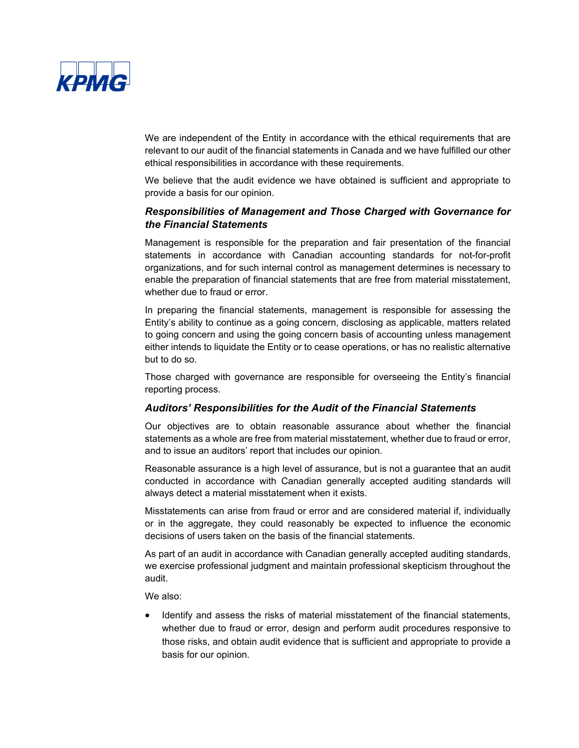We are independent of the Entity in accordance with the ethical requirements that are relevant to our audit of the financial statements in Canada and we have fulfilled our other ethical responsibilities in accordance with these requirements.

We believe that the audit evidence we have obtained is sufficient and appropriate to provide a basis for our opinion.

### *Responsibilities of Management and Those Charged with Governance for the Financial Statements*

Management is responsible for the preparation and fair presentation of the financial statements in accordance with Canadian accounting standards for not-for-profit organizations, and for such internal control as management determines is necessary to enable the preparation of financial statements that are free from material misstatement, whether due to fraud or error.

In preparing the financial statements, management is responsible for assessing the Entity's ability to continue as a going concern, disclosing as applicable, matters related to going concern and using the going concern basis of accounting unless management either intends to liquidate the Entity or to cease operations, or has no realistic alternative but to do so.

Those charged with governance are responsible for overseeing the Entity's financial reporting process.

### *Auditors' Responsibilities for the Audit of the Financial Statements*

Our objectives are to obtain reasonable assurance about whether the financial statements as a whole are free from material misstatement, whether due to fraud or error, and to issue an auditors' report that includes our opinion.

Reasonable assurance is a high level of assurance, but is not a guarantee that an audit conducted in accordance with Canadian generally accepted auditing standards will always detect a material misstatement when it exists.

Misstatements can arise from fraud or error and are considered material if, individually or in the aggregate, they could reasonably be expected to influence the economic decisions of users taken on the basis of the financial statements.

As part of an audit in accordance with Canadian generally accepted auditing standards, we exercise professional judgment and maintain professional skepticism throughout the audit.

We also:

- Identify and assess the risks of material misstatement of the financial statements, whether due to fraud or error, design and perform audit procedures responsive to those risks, and obtain audit evidence that is sufficient and appropriate to provide a basis for our opinion.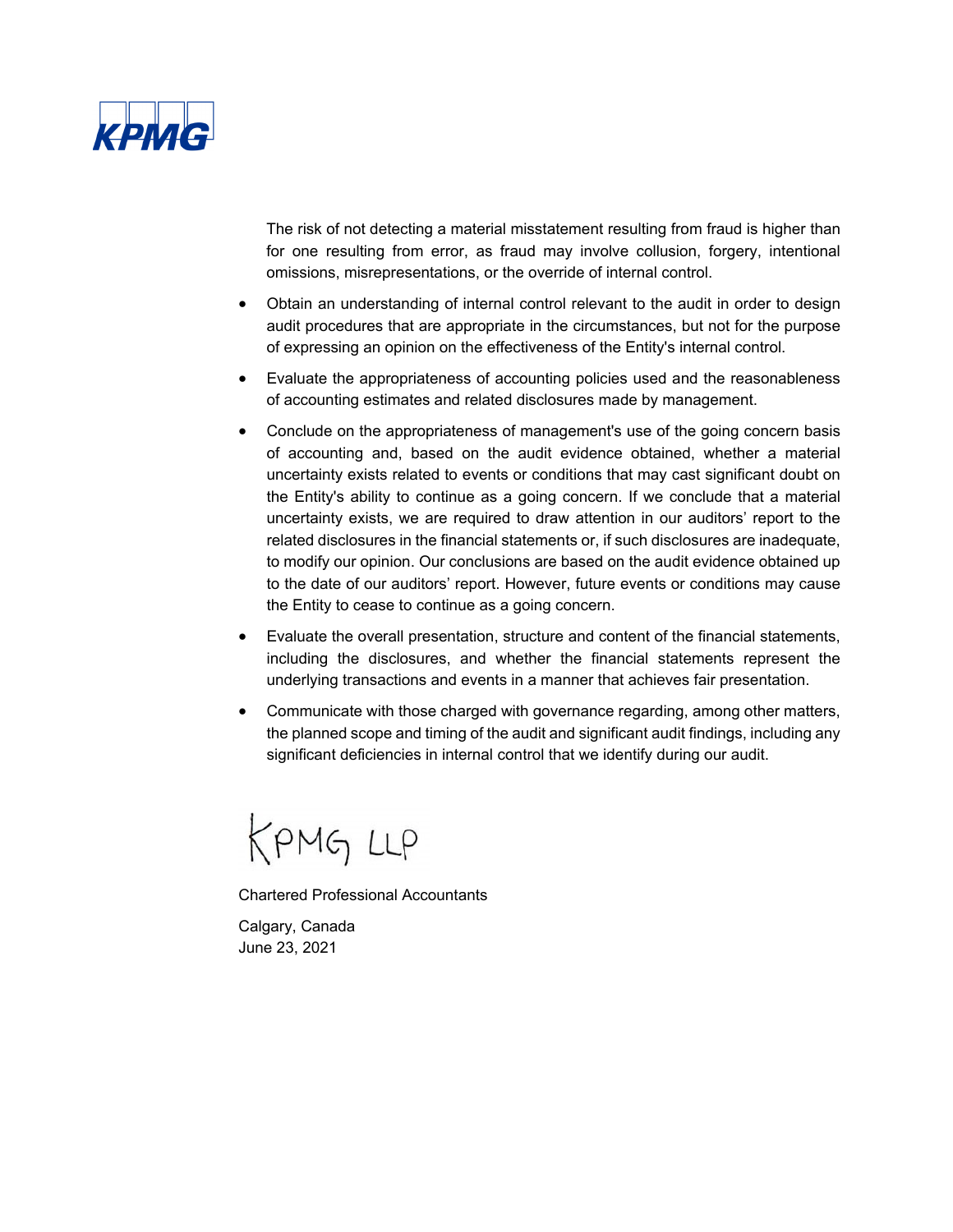The risk of not detecting a material misstatement resulting from fraud is higher than for one resulting from error, as fraud may involve collusion, forgery, intentional omissions, misrepresentations, or the override of internal control.

- Obtain an understanding of internal control relevant to the audit in order to design audit procedures that are appropriate in the circumstances, but not for the purpose of expressing an opinion on the effectiveness of the Entity's internal control.
- Evaluate the appropriateness of accounting policies used and the reasonableness of accounting estimates and related disclosures made by management.
- Conclude on the appropriateness of management's use of the going concern basis of accounting and, based on the audit evidence obtained, whether a material uncertainty exists related to events or conditions that may cast significant doubt on the Entity's ability to continue as a going concern. If we conclude that a material uncertainty exists, we are required to draw attention in our auditors' report to the related disclosures in the financial statements or, if such disclosures are inadequate, to modify our opinion. Our conclusions are based on the audit evidence obtained up to the date of our auditors' report. However, future events or conditions may cause the Entity to cease to continue as a going concern.
- Evaluate the overall presentation, structure and content of the financial statements, including the disclosures, and whether the financial statements represent the underlying transactions and events in a manner that achieves fair presentation.
- Communicate with those charged with governance regarding, among other matters, the planned scope and timing of the audit and significant audit findings, including any significant deficiencies in internal control that we identify during our audit.

KPMG LLP

Chartered Professional Accountants

Calgary, Canada
June 23, 2021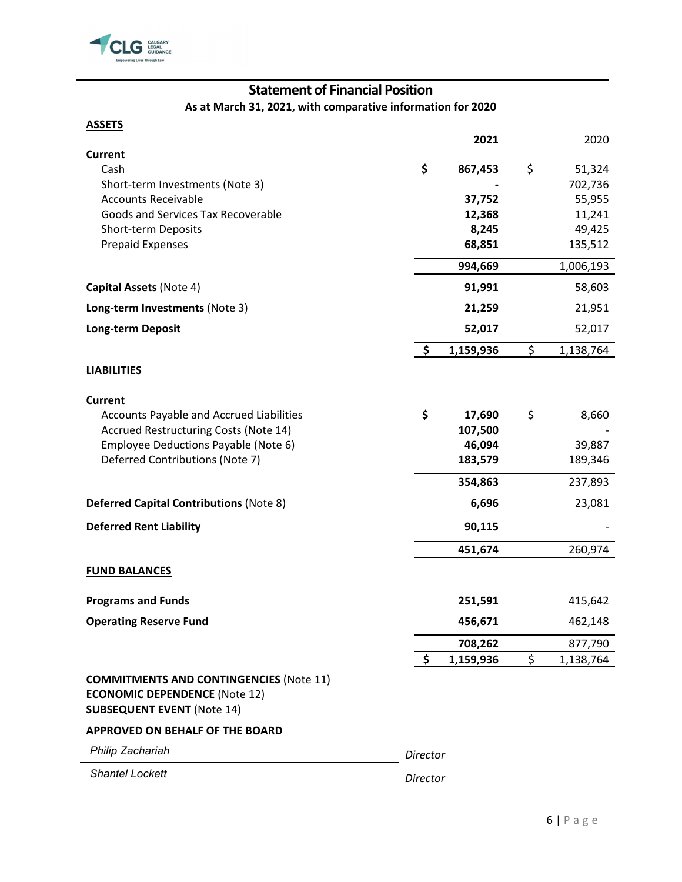## Statement of Financial Position

**As at March 31, 2021, with comparative information for 2020**

| **ASSETS** | | **2021** | | 2020 |
|---|---|---|---|---|
| **Current** | | | | |
| Cash | **$** | **867,453** | $ | 51,324 |
| Short-term Investments (Note 3) | | **-** | | 702,736 |
| Accounts Receivable | | **37,752** | | 55,955 |
| Goods and Services Tax Recoverable | | **12,368** | | 11,241 |
| Short-term Deposits | | **8,245** | | 49,425 |
| Prepaid Expenses | | **68,851** | | 135,512 |
| | | **994,669** | | 1,006,193 |
| **Capital Assets** (Note 4) | | **91,991** | | 58,603 |
| **Long-term Investments** (Note 3) | | **21,259** | | 21,951 |
| **Long-term Deposit** | | **52,017** | | 52,017 |
| | **$** | **1,159,936** | $ | 1,138,764 |
| **LIABILITIES** | | | | |
| **Current** | | | | |
| Accounts Payable and Accrued Liabilities | **$** | **17,690** | $ | 8,660 |
| Accrued Restructuring Costs (Note 14) | | **107,500** | | - |
| Employee Deductions Payable (Note 6) | | **46,094** | | 39,887 |
| Deferred Contributions (Note 7) | | **183,579** | | 189,346 |
| | | **354,863** | | 237,893 |
| **Deferred Capital Contributions** (Note 8) | | **6,696** | | 23,081 |
| **Deferred Rent Liability** | | **90,115** | | - |
| | | **451,674** | | 260,974 |
| **FUND BALANCES** | | | | |
| **Programs and Funds** | | **251,591** | | 415,642 |
| **Operating Reserve Fund** | | **456,671** | | 462,148 |
| | | **708,262** | | 877,790 |
| | **$** | **1,159,936** | $ | 1,138,764 |

**COMMITMENTS AND CONTINGENCIES** (Note 11)
**ECONOMIC DEPENDENCE** (Note 12)
**SUBSEQUENT EVENT** (Note 14)

**APPROVED ON BEHALF OF THE BOARD**

*Philip Zachariah* — *Director*

*Shantel Lockett* — *Director*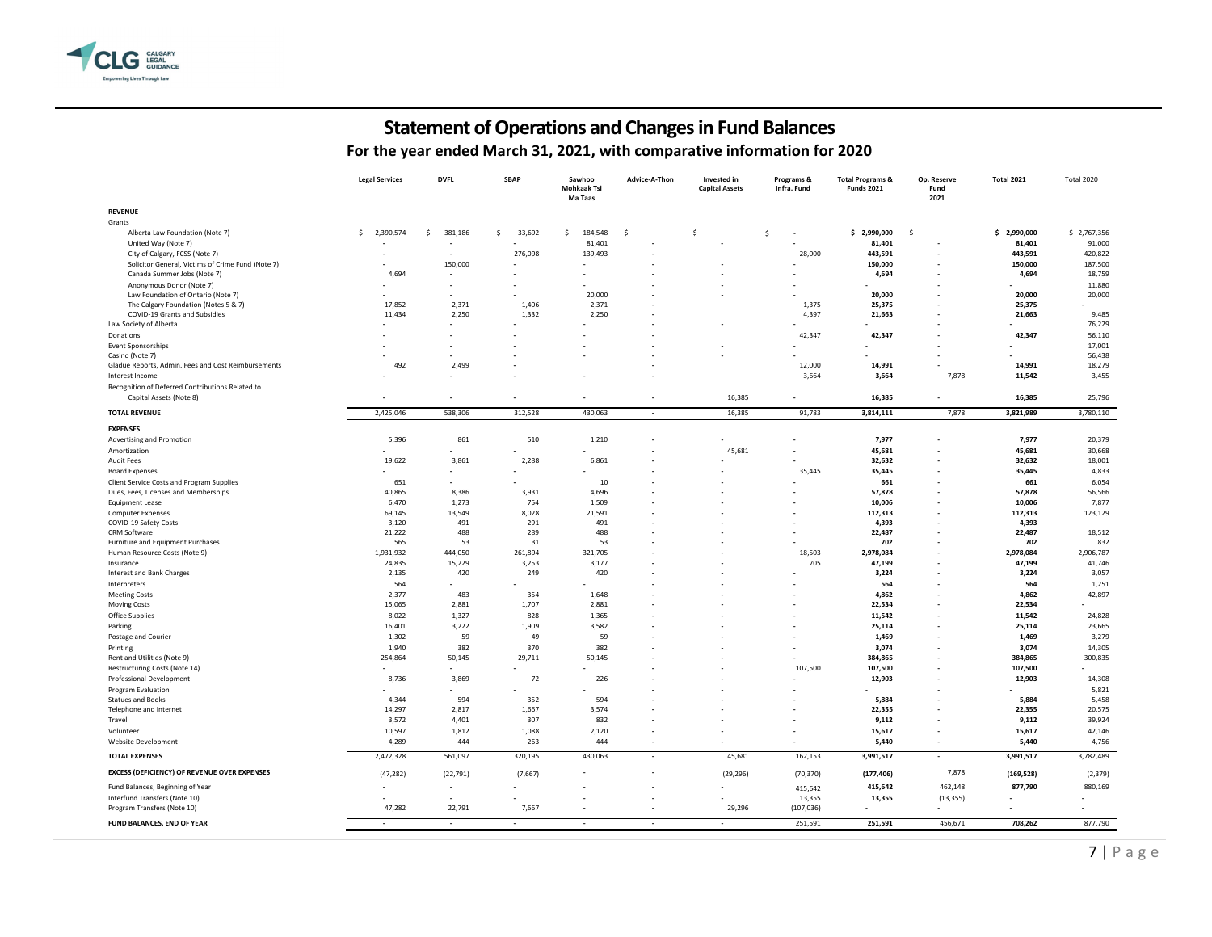# Statement of Operations and Changes in Fund Balances

## For the year ended March 31, 2021, with comparative information for 2020

| | Legal Services | DVFL | SBAP | Sawhoo Mohkaak Tsi Ma Taas | Advice-A-Thon | Invested in Capital Assets | Programs & Infra. Fund | Total Programs & Funds 2021 | Op. Reserve Fund 2021 | Total 2021 | Total 2020 |
|---|---|---|---|---|---|---|---|---|---|---|---|
| **REVENUE** | | | | | | | | | | | |
| Grants | | | | | | | | | | | |
| Alberta Law Foundation (Note 7) | $ 2,390,574 | $ 381,186 | $ 33,692 | $ 184,548 | $ - | $ - | $ - | **$ 2,990,000** | $ - | **$ 2,990,000** | $ 2,767,356 |
| United Way (Note 7) | - | - | - | 81,401 | - | - | - | **81,401** | - | **81,401** | 91,000 |
| City of Calgary, FCSS (Note 7) | - | - | 276,098 | 139,493 | - | - | 28,000 | **443,591** | - | **443,591** | 420,822 |
| Solicitor General, Victims of Crime Fund (Note 7) | - | 150,000 | - | - | - | - | - | **150,000** | - | **150,000** | 187,500 |
| Canada Summer Jobs (Note 7) | 4,694 | - | - | - | - | - | - | **4,694** | - | **4,694** | 18,759 |
| Anonymous Donor (Note 7) | - | - | - | - | - | - | - | **-** | - | **-** | 11,880 |
| Law Foundation of Ontario (Note 7) | - | - | - | 20,000 | - | - | - | **20,000** | - | **20,000** | 20,000 |
| The Calgary Foundation (Notes 5 & 7) | 17,852 | 2,371 | 1,406 | 2,371 | - | | 1,375 | **25,375** | - | **25,375** | - |
| COVID-19 Grants and Subsidies | 11,434 | 2,250 | 1,332 | 2,250 | - | | 4,397 | **21,663** | - | **21,663** | 9,485 |
| Law Society of Alberta | - | - | - | - | - | - | - | **-** | - | **-** | 76,229 |
| Donations | - | - | - | - | - | | 42,347 | **42,347** | - | **42,347** | 56,110 |
| Event Sponsorships | - | - | - | - | - | - | - | **-** | - | **-** | 17,001 |
| Casino (Note 7) | - | - | - | - | - | - | - | **-** | - | **-** | 56,438 |
| Gladue Reports, Admin. Fees and Cost Reimbursements | 492 | 2,499 | - | | - | | 12,000 | **14,991** | - | **14,991** | 18,279 |
| Interest Income | - | - | - | - | - | | 3,664 | **3,664** | 7,878 | **11,542** | 3,455 |
| Recognition of Deferred Contributions Related to Capital Assets (Note 8) | - | - | - | - | - | 16,385 | - | **16,385** | - | **16,385** | 25,796 |
| **TOTAL REVENUE** | 2,425,046 | 538,306 | 312,528 | 430,063 | - | 16,385 | 91,783 | **3,814,111** | 7,878 | **3,821,989** | 3,780,110 |
| **EXPENSES** | | | | | | | | | | | |
| Advertising and Promotion | 5,396 | 861 | 510 | 1,210 | - | - | - | **7,977** | - | **7,977** | 20,379 |
| Amortization | - | - | - | - | - | 45,681 | - | **45,681** | - | **45,681** | 30,668 |
| Audit Fees | 19,622 | 3,861 | 2,288 | 6,861 | - | - | - | **32,632** | - | **32,632** | 18,001 |
| Board Expenses | - | - | - | - | - | - | 35,445 | **35,445** | - | **35,445** | 4,833 |
| Client Service Costs and Program Supplies | 651 | - | - | 10 | - | - | - | **661** | - | **661** | 6,054 |
| Dues, Fees, Licenses and Memberships | 40,865 | 8,386 | 3,931 | 4,696 | - | - | - | **57,878** | - | **57,878** | 56,566 |
| Equipment Lease | 6,470 | 1,273 | 754 | 1,509 | - | - | - | **10,006** | - | **10,006** | 7,877 |
| Computer Expenses | 69,145 | 13,549 | 8,028 | 21,591 | - | - | - | **112,313** | - | **112,313** | 123,129 |
| COVID-19 Safety Costs | 3,120 | 491 | 291 | 491 | - | - | - | **4,393** | - | **4,393** | |
| CRM Software | 21,222 | 488 | 289 | 488 | - | - | - | **22,487** | - | **22,487** | 18,512 |
| Furniture and Equipment Purchases | 565 | 53 | 31 | 53 | - | - | - | **702** | - | **702** | 832 |
| Human Resource Costs (Note 9) | 1,931,932 | 444,050 | 261,894 | 321,705 | - | - | 18,503 | **2,978,084** | - | **2,978,084** | 2,906,787 |
| Insurance | 24,835 | 15,229 | 3,253 | 3,177 | - | - | 705 | **47,199** | - | **47,199** | 41,746 |
| Interest and Bank Charges | 2,135 | 420 | 249 | 420 | - | - | - | **3,224** | - | **3,224** | 3,057 |
| Interpreters | 564 | - | - | - | - | - | - | **564** | - | **564** | 1,251 |
| Meeting Costs | 2,377 | 483 | 354 | 1,648 | - | - | - | **4,862** | - | **4,862** | 42,897 |
| Moving Costs | 15,065 | 2,881 | 1,707 | 2,881 | - | - | - | **22,534** | - | **22,534** | - |
| Office Supplies | 8,022 | 1,327 | 828 | 1,365 | - | - | - | **11,542** | - | **11,542** | 24,828 |
| Parking | 16,401 | 3,222 | 1,909 | 3,582 | - | - | - | **25,114** | - | **25,114** | 23,665 |
| Postage and Courier | 1,302 | 59 | 49 | 59 | - | - | - | **1,469** | - | **1,469** | 3,279 |
| Printing | 1,940 | 382 | 370 | 382 | - | - | - | **3,074** | - | **3,074** | 14,305 |
| Rent and Utilities (Note 9) | 254,864 | 50,145 | 29,711 | 50,145 | - | - | - | **384,865** | - | **384,865** | 300,835 |
| Restructuring Costs (Note 14) | - | - | - | - | - | - | 107,500 | **107,500** | - | **107,500** | - |
| Professional Development | 8,736 | 3,869 | 72 | 226 | - | - | - | **12,903** | - | **12,903** | 14,308 |
| Program Evaluation | - | - | - | - | - | - | - | **-** | - | **-** | 5,821 |
| Statues and Books | 4,344 | 594 | 352 | 594 | - | - | - | **5,884** | - | **5,884** | 5,458 |
| Telephone and Internet | 14,297 | 2,817 | 1,667 | 3,574 | - | - | - | **22,355** | - | **22,355** | 20,575 |
| Travel | 3,572 | 4,401 | 307 | 832 | - | - | - | **9,112** | - | **9,112** | 39,924 |
| Volunteer | 10,597 | 1,812 | 1,088 | 2,120 | - | - | - | **15,617** | - | **15,617** | 42,146 |
| Website Development | 4,289 | 444 | 263 | 444 | - | - | - | **5,440** | - | **5,440** | 4,756 |
| **TOTAL EXPENSES** | 2,472,328 | 561,097 | 320,195 | 430,063 | - | 45,681 | 162,153 | **3,991,517** | - | **3,991,517** | 3,782,489 |
| **EXCESS (DEFICIENCY) OF REVENUE OVER EXPENSES** | (47,282) | (22,791) | (7,667) | - | - | (29,296) | (70,370) | **(177,406)** | 7,878 | **(169,528)** | (2,379) |
| Fund Balances, Beginning of Year | - | - | - | - | - | - | 415,642 | **415,642** | 462,148 | **877,790** | 880,169 |
| Interfund Transfers (Note 10) | - | - | - | - | - | - | 13,355 | **13,355** | (13,355) | **-** | - |
| Program Transfers (Note 10) | 47,282 | 22,791 | 7,667 | - | - | 29,296 | (107,036) | **-** | - | **-** | - |
| **FUND BALANCES, END OF YEAR** | - | - | - | - | - | - | 251,591 | **251,591** | 456,671 | **708,262** | 877,790 |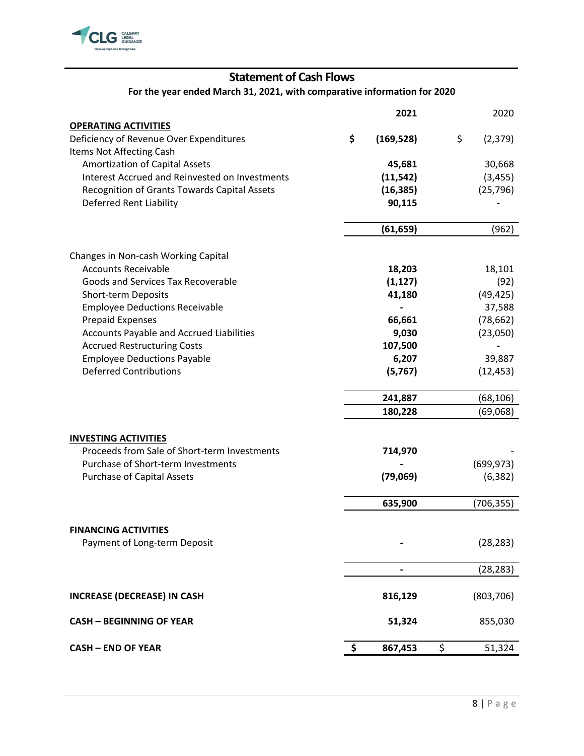## Statement of Cash Flows

**For the year ended March 31, 2021, with comparative information for 2020**

| | **2021** | 2020 |
|---|---|---|
| **OPERATING ACTIVITIES** | | |
| Deficiency of Revenue Over Expenditures | **$ (169,528)** | $ (2,379) |
| Items Not Affecting Cash | | |
| Amortization of Capital Assets | **45,681** | 30,668 |
| Interest Accrued and Reinvested on Investments | **(11,542)** | (3,455) |
| Recognition of Grants Towards Capital Assets | **(16,385)** | (25,796) |
| Deferred Rent Liability | **90,115** | - |
| | **(61,659)** | (962) |
| Changes in Non-cash Working Capital | | |
| Accounts Receivable | **18,203** | 18,101 |
| Goods and Services Tax Recoverable | **(1,127)** | (92) |
| Short-term Deposits | **41,180** | (49,425) |
| Employee Deductions Receivable | **-** | 37,588 |
| Prepaid Expenses | **66,661** | (78,662) |
| Accounts Payable and Accrued Liabilities | **9,030** | (23,050) |
| Accrued Restructuring Costs | **107,500** | - |
| Employee Deductions Payable | **6,207** | 39,887 |
| Deferred Contributions | **(5,767)** | (12,453) |
| | **241,887** | (68,106) |
| | **180,228** | (69,068) |
| **INVESTING ACTIVITIES** | | |
| Proceeds from Sale of Short-term Investments | **714,970** | - |
| Purchase of Short-term Investments | **-** | (699,973) |
| Purchase of Capital Assets | **(79,069)** | (6,382) |
| | **635,900** | (706,355) |
| **FINANCING ACTIVITIES** | | |
| Payment of Long-term Deposit | **-** | (28,283) |
| | **-** | (28,283) |
| **INCREASE (DECREASE) IN CASH** | **816,129** | (803,706) |
| **CASH – BEGINNING OF YEAR** | **51,324** | 855,030 |
| **CASH – END OF YEAR** | **$ 867,453** | $ 51,324 |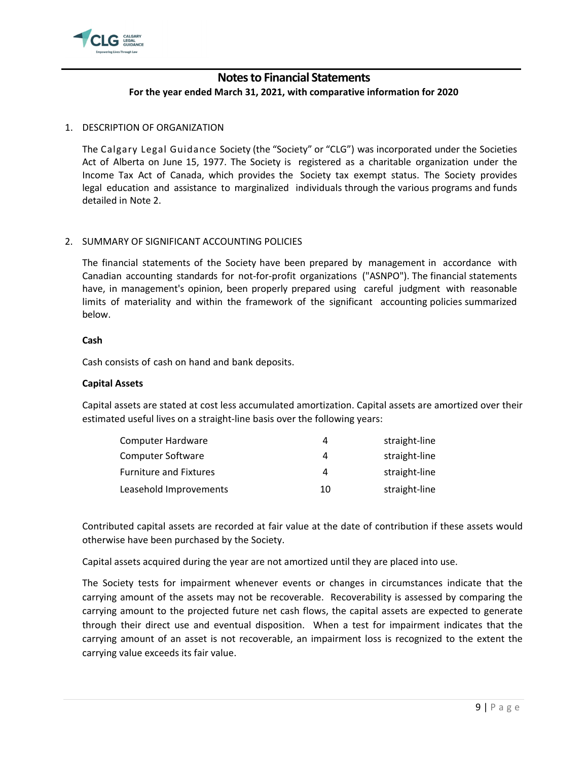## Notes to Financial Statements

**For the year ended March 31, 2021, with comparative information for 2020**

1. DESCRIPTION OF ORGANIZATION

   The Calgary Legal Guidance Society (the "Society" or "CLG") was incorporated under the Societies Act of Alberta on June 15, 1977. The Society is registered as a charitable organization under the Income Tax Act of Canada, which provides the Society tax exempt status. The Society provides legal education and assistance to marginalized individuals through the various programs and funds detailed in Note 2.

2. SUMMARY OF SIGNIFICANT ACCOUNTING POLICIES

   The financial statements of the Society have been prepared by management in accordance with Canadian accounting standards for not-for-profit organizations ("ASNPO"). The financial statements have, in management's opinion, been properly prepared using careful judgment with reasonable limits of materiality and within the framework of the significant accounting policies summarized below.

   **Cash**

   Cash consists of cash on hand and bank deposits.

   **Capital Assets**

   Capital assets are stated at cost less accumulated amortization. Capital assets are amortized over their estimated useful lives on a straight-line basis over the following years:

   | | | |
   |---|---|---|
   | Computer Hardware | 4 | straight-line |
   | Computer Software | 4 | straight-line |
   | Furniture and Fixtures | 4 | straight-line |
   | Leasehold Improvements | 10 | straight-line |

   Contributed capital assets are recorded at fair value at the date of contribution if these assets would otherwise have been purchased by the Society.

   Capital assets acquired during the year are not amortized until they are placed into use.

   The Society tests for impairment whenever events or changes in circumstances indicate that the carrying amount of the assets may not be recoverable. Recoverability is assessed by comparing the carrying amount to the projected future net cash flows, the capital assets are expected to generate through their direct use and eventual disposition. When a test for impairment indicates that the carrying amount of an asset is not recoverable, an impairment loss is recognized to the extent the carrying value exceeds its fair value.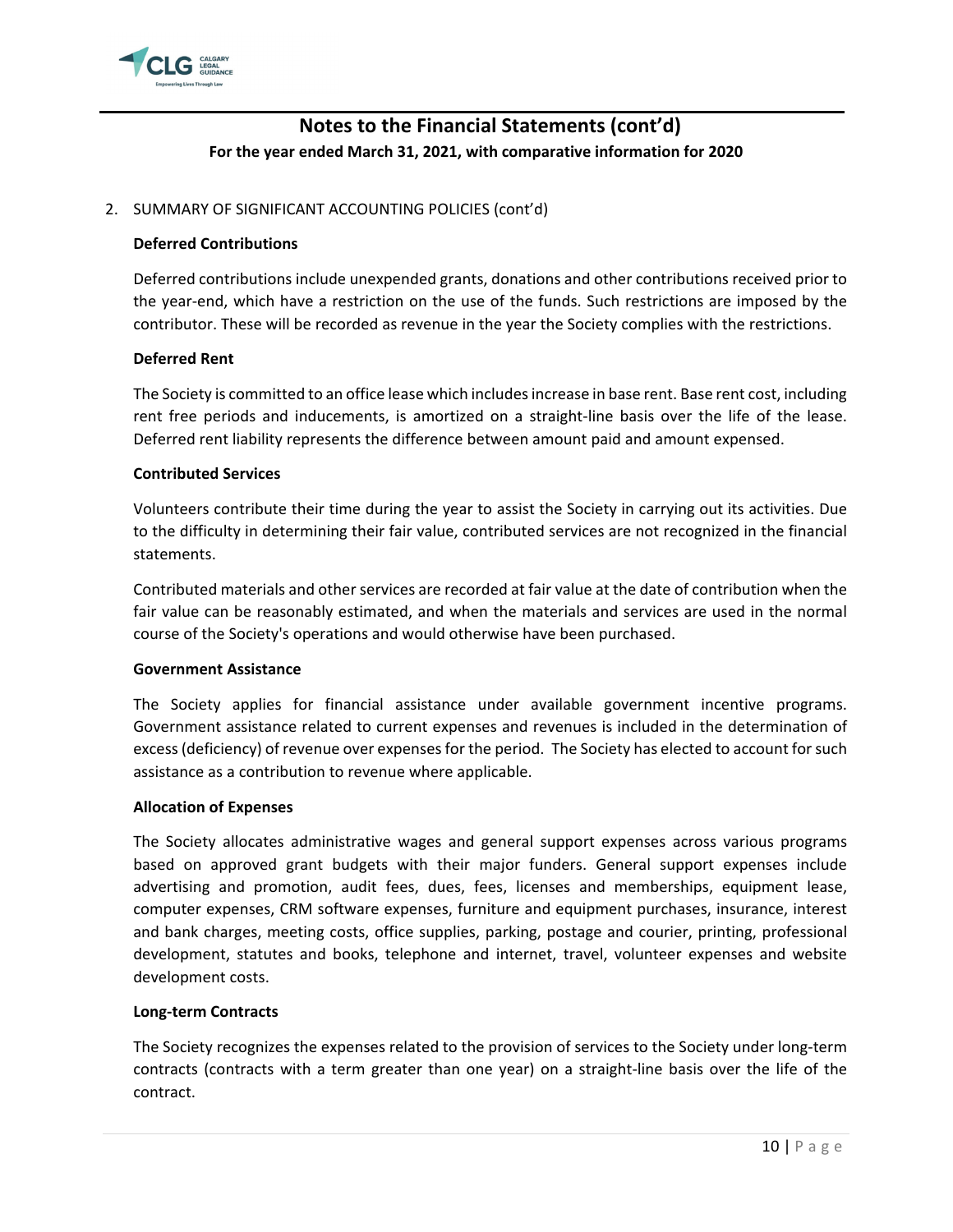# Notes to the Financial Statements (cont'd)

**For the year ended March 31, 2021, with comparative information for 2020**

2. SUMMARY OF SIGNIFICANT ACCOUNTING POLICIES (cont'd)

**Deferred Contributions**

Deferred contributions include unexpended grants, donations and other contributions received prior to the year-end, which have a restriction on the use of the funds. Such restrictions are imposed by the contributor. These will be recorded as revenue in the year the Society complies with the restrictions.

**Deferred Rent**

The Society is committed to an office lease which includes increase in base rent. Base rent cost, including rent free periods and inducements, is amortized on a straight-line basis over the life of the lease. Deferred rent liability represents the difference between amount paid and amount expensed.

**Contributed Services**

Volunteers contribute their time during the year to assist the Society in carrying out its activities. Due to the difficulty in determining their fair value, contributed services are not recognized in the financial statements.

Contributed materials and other services are recorded at fair value at the date of contribution when the fair value can be reasonably estimated, and when the materials and services are used in the normal course of the Society's operations and would otherwise have been purchased.

**Government Assistance**

The Society applies for financial assistance under available government incentive programs. Government assistance related to current expenses and revenues is included in the determination of excess (deficiency) of revenue over expenses for the period. The Society has elected to account for such assistance as a contribution to revenue where applicable.

**Allocation of Expenses**

The Society allocates administrative wages and general support expenses across various programs based on approved grant budgets with their major funders. General support expenses include advertising and promotion, audit fees, dues, fees, licenses and memberships, equipment lease, computer expenses, CRM software expenses, furniture and equipment purchases, insurance, interest and bank charges, meeting costs, office supplies, parking, postage and courier, printing, professional development, statutes and books, telephone and internet, travel, volunteer expenses and website development costs.

**Long-term Contracts**

The Society recognizes the expenses related to the provision of services to the Society under long-term contracts (contracts with a term greater than one year) on a straight-line basis over the life of the contract.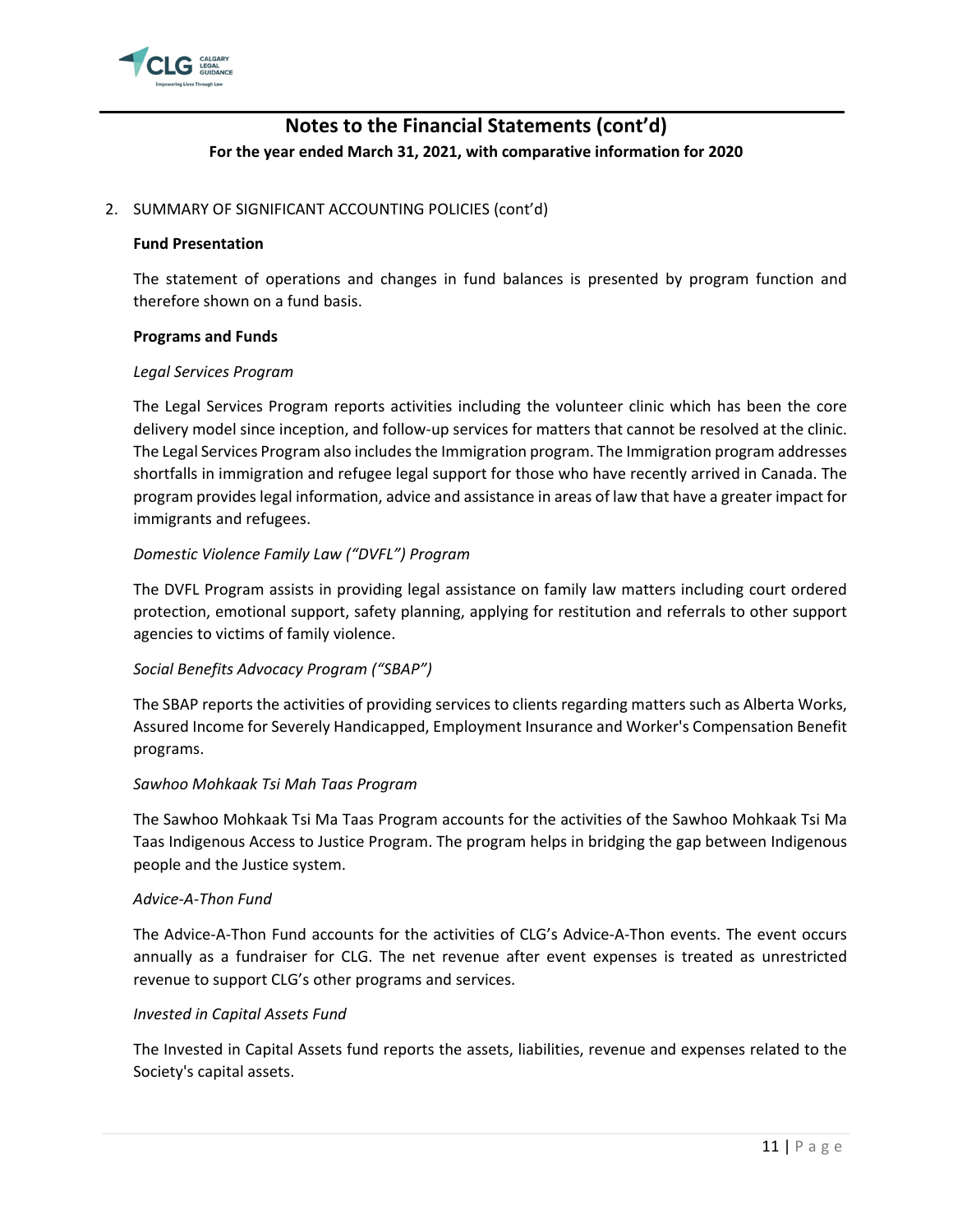# Notes to the Financial Statements (cont'd)

**For the year ended March 31, 2021, with comparative information for 2020**

2. SUMMARY OF SIGNIFICANT ACCOUNTING POLICIES (cont'd)

**Fund Presentation**

The statement of operations and changes in fund balances is presented by program function and therefore shown on a fund basis.

**Programs and Funds**

*Legal Services Program*

The Legal Services Program reports activities including the volunteer clinic which has been the core delivery model since inception, and follow-up services for matters that cannot be resolved at the clinic. The Legal Services Program also includes the Immigration program. The Immigration program addresses shortfalls in immigration and refugee legal support for those who have recently arrived in Canada. The program provides legal information, advice and assistance in areas of law that have a greater impact for immigrants and refugees.

*Domestic Violence Family Law ("DVFL") Program*

The DVFL Program assists in providing legal assistance on family law matters including court ordered protection, emotional support, safety planning, applying for restitution and referrals to other support agencies to victims of family violence.

*Social Benefits Advocacy Program ("SBAP")*

The SBAP reports the activities of providing services to clients regarding matters such as Alberta Works, Assured Income for Severely Handicapped, Employment Insurance and Worker's Compensation Benefit programs.

*Sawhoo Mohkaak Tsi Mah Taas Program*

The Sawhoo Mohkaak Tsi Ma Taas Program accounts for the activities of the Sawhoo Mohkaak Tsi Ma Taas Indigenous Access to Justice Program. The program helps in bridging the gap between Indigenous people and the Justice system.

*Advice-A-Thon Fund*

The Advice-A-Thon Fund accounts for the activities of CLG's Advice-A-Thon events. The event occurs annually as a fundraiser for CLG. The net revenue after event expenses is treated as unrestricted revenue to support CLG's other programs and services.

*Invested in Capital Assets Fund*

The Invested in Capital Assets fund reports the assets, liabilities, revenue and expenses related to the Society's capital assets.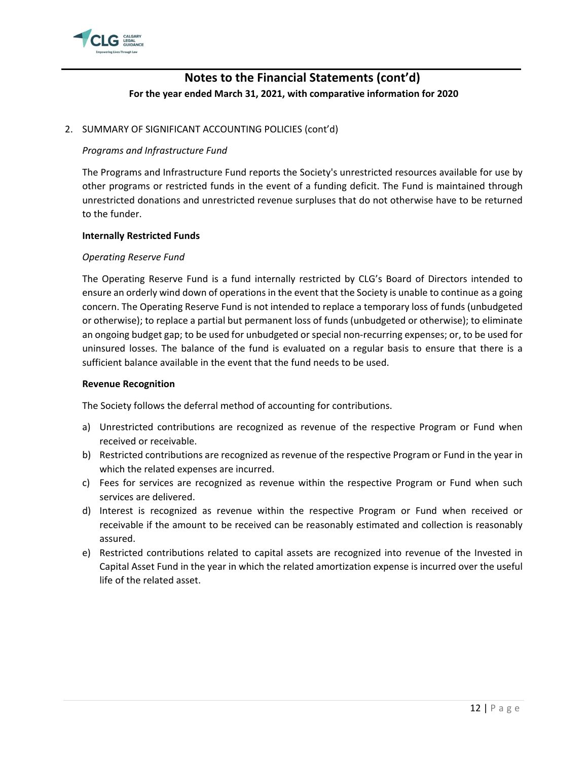# Notes to the Financial Statements (cont'd)

**For the year ended March 31, 2021, with comparative information for 2020**

2. SUMMARY OF SIGNIFICANT ACCOUNTING POLICIES (cont'd)

*Programs and Infrastructure Fund*

The Programs and Infrastructure Fund reports the Society's unrestricted resources available for use by other programs or restricted funds in the event of a funding deficit. The Fund is maintained through unrestricted donations and unrestricted revenue surpluses that do not otherwise have to be returned to the funder.

**Internally Restricted Funds**

*Operating Reserve Fund*

The Operating Reserve Fund is a fund internally restricted by CLG's Board of Directors intended to ensure an orderly wind down of operations in the event that the Society is unable to continue as a going concern. The Operating Reserve Fund is not intended to replace a temporary loss of funds (unbudgeted or otherwise); to replace a partial but permanent loss of funds (unbudgeted or otherwise); to eliminate an ongoing budget gap; to be used for unbudgeted or special non-recurring expenses; or, to be used for uninsured losses. The balance of the fund is evaluated on a regular basis to ensure that there is a sufficient balance available in the event that the fund needs to be used.

**Revenue Recognition**

The Society follows the deferral method of accounting for contributions.

a) Unrestricted contributions are recognized as revenue of the respective Program or Fund when received or receivable.
b) Restricted contributions are recognized as revenue of the respective Program or Fund in the year in which the related expenses are incurred.
c) Fees for services are recognized as revenue within the respective Program or Fund when such services are delivered.
d) Interest is recognized as revenue within the respective Program or Fund when received or receivable if the amount to be received can be reasonably estimated and collection is reasonably assured.
e) Restricted contributions related to capital assets are recognized into revenue of the Invested in Capital Asset Fund in the year in which the related amortization expense is incurred over the useful life of the related asset.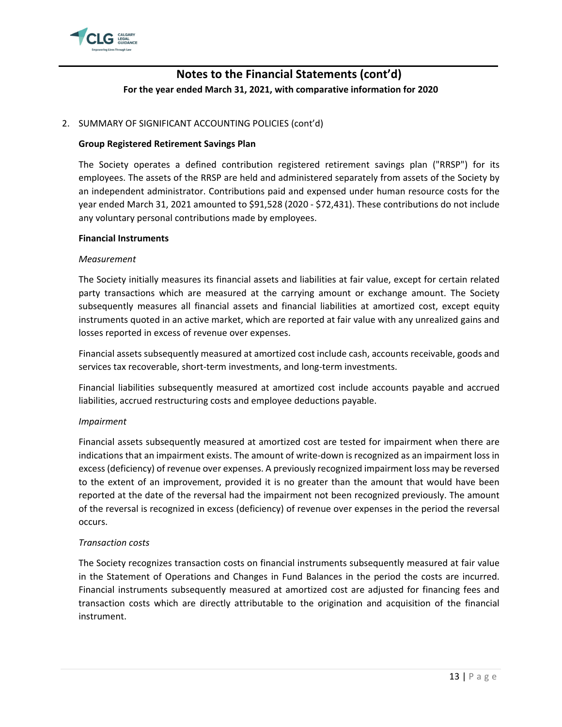# Notes to the Financial Statements (cont'd)

**For the year ended March 31, 2021, with comparative information for 2020**

2. SUMMARY OF SIGNIFICANT ACCOUNTING POLICIES (cont'd)

**Group Registered Retirement Savings Plan**

The Society operates a defined contribution registered retirement savings plan ("RRSP") for its employees. The assets of the RRSP are held and administered separately from assets of the Society by an independent administrator. Contributions paid and expensed under human resource costs for the year ended March 31, 2021 amounted to $91,528 (2020 - $72,431). These contributions do not include any voluntary personal contributions made by employees.

**Financial Instruments**

*Measurement*

The Society initially measures its financial assets and liabilities at fair value, except for certain related party transactions which are measured at the carrying amount or exchange amount. The Society subsequently measures all financial assets and financial liabilities at amortized cost, except equity instruments quoted in an active market, which are reported at fair value with any unrealized gains and losses reported in excess of revenue over expenses.

Financial assets subsequently measured at amortized cost include cash, accounts receivable, goods and services tax recoverable, short-term investments, and long-term investments.

Financial liabilities subsequently measured at amortized cost include accounts payable and accrued liabilities, accrued restructuring costs and employee deductions payable.

*Impairment*

Financial assets subsequently measured at amortized cost are tested for impairment when there are indications that an impairment exists. The amount of write-down is recognized as an impairment loss in excess (deficiency) of revenue over expenses. A previously recognized impairment loss may be reversed to the extent of an improvement, provided it is no greater than the amount that would have been reported at the date of the reversal had the impairment not been recognized previously. The amount of the reversal is recognized in excess (deficiency) of revenue over expenses in the period the reversal occurs.

*Transaction costs*

The Society recognizes transaction costs on financial instruments subsequently measured at fair value in the Statement of Operations and Changes in Fund Balances in the period the costs are incurred. Financial instruments subsequently measured at amortized cost are adjusted for financing fees and transaction costs which are directly attributable to the origination and acquisition of the financial instrument.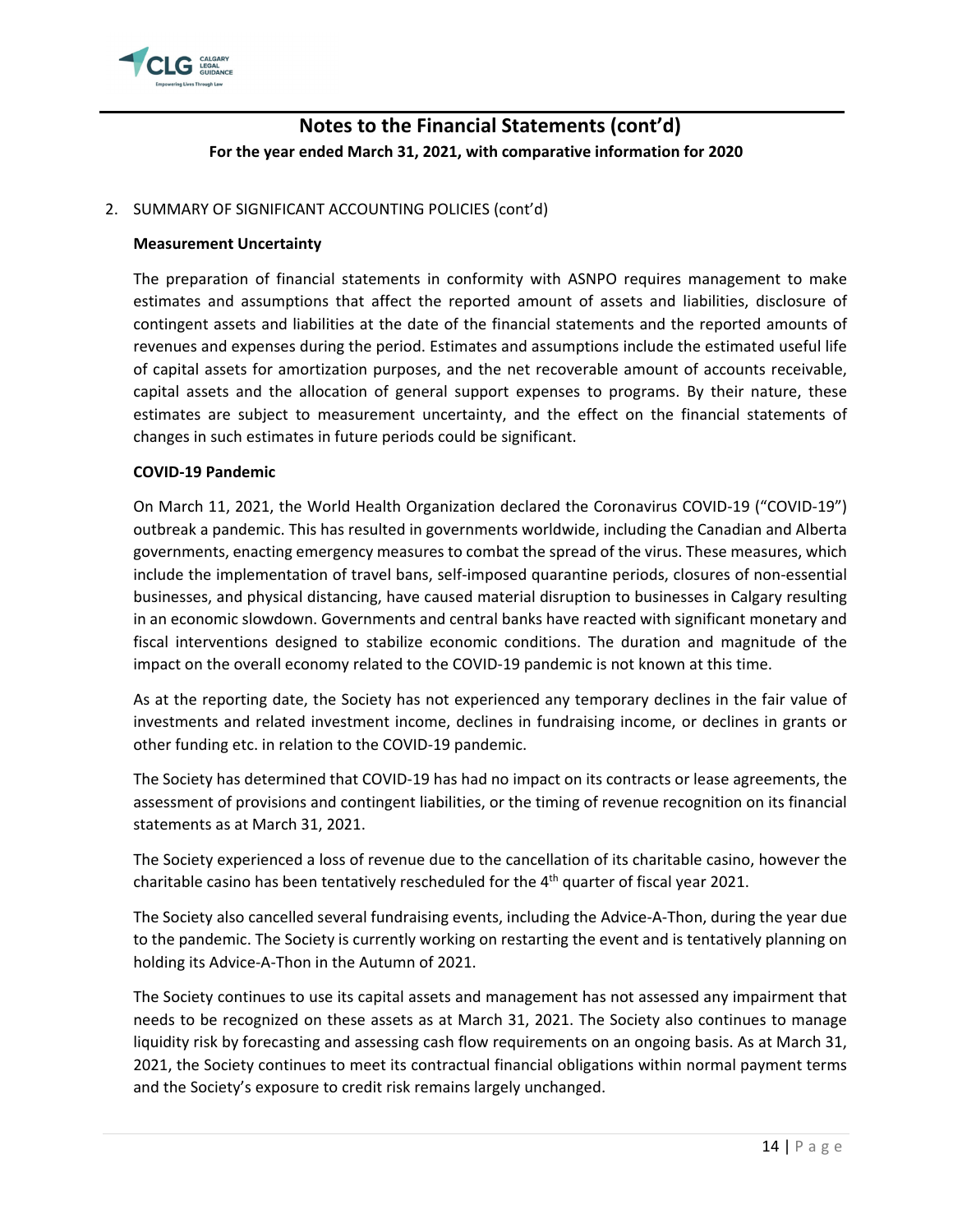# Notes to the Financial Statements (cont'd)

**For the year ended March 31, 2021, with comparative information for 2020**

2. SUMMARY OF SIGNIFICANT ACCOUNTING POLICIES (cont'd)

**Measurement Uncertainty**

The preparation of financial statements in conformity with ASNPO requires management to make estimates and assumptions that affect the reported amount of assets and liabilities, disclosure of contingent assets and liabilities at the date of the financial statements and the reported amounts of revenues and expenses during the period. Estimates and assumptions include the estimated useful life of capital assets for amortization purposes, and the net recoverable amount of accounts receivable, capital assets and the allocation of general support expenses to programs. By their nature, these estimates are subject to measurement uncertainty, and the effect on the financial statements of changes in such estimates in future periods could be significant.

**COVID-19 Pandemic**

On March 11, 2021, the World Health Organization declared the Coronavirus COVID-19 ("COVID-19") outbreak a pandemic. This has resulted in governments worldwide, including the Canadian and Alberta governments, enacting emergency measures to combat the spread of the virus. These measures, which include the implementation of travel bans, self-imposed quarantine periods, closures of non-essential businesses, and physical distancing, have caused material disruption to businesses in Calgary resulting in an economic slowdown. Governments and central banks have reacted with significant monetary and fiscal interventions designed to stabilize economic conditions. The duration and magnitude of the impact on the overall economy related to the COVID-19 pandemic is not known at this time.

As at the reporting date, the Society has not experienced any temporary declines in the fair value of investments and related investment income, declines in fundraising income, or declines in grants or other funding etc. in relation to the COVID-19 pandemic.

The Society has determined that COVID-19 has had no impact on its contracts or lease agreements, the assessment of provisions and contingent liabilities, or the timing of revenue recognition on its financial statements as at March 31, 2021.

The Society experienced a loss of revenue due to the cancellation of its charitable casino, however the charitable casino has been tentatively rescheduled for the 4th quarter of fiscal year 2021.

The Society also cancelled several fundraising events, including the Advice-A-Thon, during the year due to the pandemic. The Society is currently working on restarting the event and is tentatively planning on holding its Advice-A-Thon in the Autumn of 2021.

The Society continues to use its capital assets and management has not assessed any impairment that needs to be recognized on these assets as at March 31, 2021. The Society also continues to manage liquidity risk by forecasting and assessing cash flow requirements on an ongoing basis. As at March 31, 2021, the Society continues to meet its contractual financial obligations within normal payment terms and the Society's exposure to credit risk remains largely unchanged.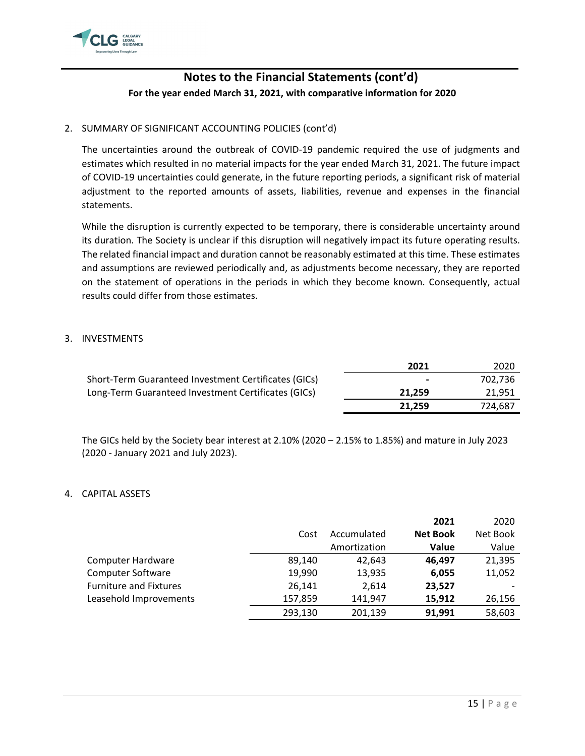# Notes to the Financial Statements (cont'd)

**For the year ended March 31, 2021, with comparative information for 2020**

2. SUMMARY OF SIGNIFICANT ACCOUNTING POLICIES (cont'd)

The uncertainties around the outbreak of COVID-19 pandemic required the use of judgments and estimates which resulted in no material impacts for the year ended March 31, 2021. The future impact of COVID-19 uncertainties could generate, in the future reporting periods, a significant risk of material adjustment to the reported amounts of assets, liabilities, revenue and expenses in the financial statements.

While the disruption is currently expected to be temporary, there is considerable uncertainty around its duration. The Society is unclear if this disruption will negatively impact its future operating results. The related financial impact and duration cannot be reasonably estimated at this time. These estimates and assumptions are reviewed periodically and, as adjustments become necessary, they are reported on the statement of operations in the periods in which they become known. Consequently, actual results could differ from those estimates.

3. INVESTMENTS

| | **2021** | 2020 |
|---|---|---|
| Short-Term Guaranteed Investment Certificates (GICs) | **-** | 702,736 |
| Long-Term Guaranteed Investment Certificates (GICs) | **21,259** | 21,951 |
| | **21,259** | 724,687 |

The GICs held by the Society bear interest at 2.10% (2020 – 2.15% to 1.85%) and mature in July 2023 (2020 - January 2021 and July 2023).

4. CAPITAL ASSETS

| | Cost | Accumulated Amortization | **2021 Net Book Value** | 2020 Net Book Value |
|---|---|---|---|---|
| Computer Hardware | 89,140 | 42,643 | **46,497** | 21,395 |
| Computer Software | 19,990 | 13,935 | **6,055** | 11,052 |
| Furniture and Fixtures | 26,141 | 2,614 | **23,527** | - |
| Leasehold Improvements | 157,859 | 141,947 | **15,912** | 26,156 |
| | 293,130 | 201,139 | **91,991** | 58,603 |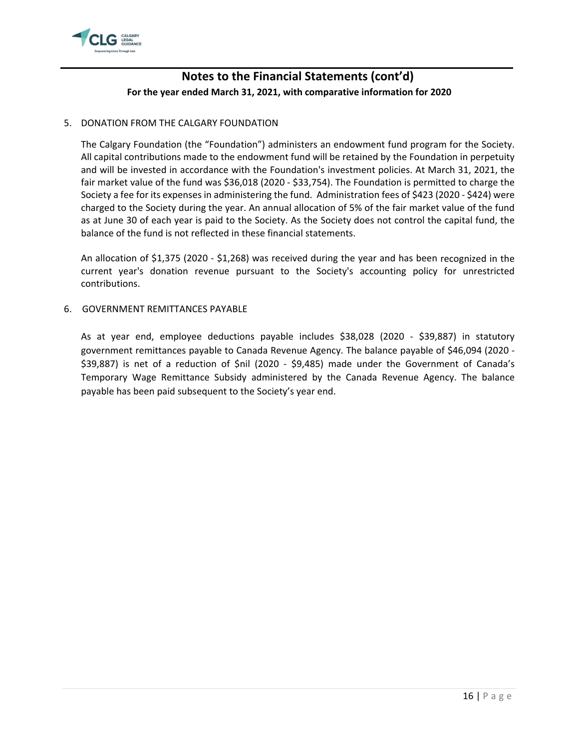# Notes to the Financial Statements (cont'd)

**For the year ended March 31, 2021, with comparative information for 2020**

5. DONATION FROM THE CALGARY FOUNDATION

   The Calgary Foundation (the "Foundation") administers an endowment fund program for the Society. All capital contributions made to the endowment fund will be retained by the Foundation in perpetuity and will be invested in accordance with the Foundation's investment policies. At March 31, 2021, the fair market value of the fund was $36,018 (2020 - $33,754). The Foundation is permitted to charge the Society a fee for its expenses in administering the fund. Administration fees of $423 (2020 - $424) were charged to the Society during the year. An annual allocation of 5% of the fair market value of the fund as at June 30 of each year is paid to the Society. As the Society does not control the capital fund, the balance of the fund is not reflected in these financial statements.

   An allocation of $1,375 (2020 - $1,268) was received during the year and has been recognized in the current year's donation revenue pursuant to the Society's accounting policy for unrestricted contributions.

6. GOVERNMENT REMITTANCES PAYABLE

   As at year end, employee deductions payable includes $38,028 (2020 - $39,887) in statutory government remittances payable to Canada Revenue Agency. The balance payable of $46,094 (2020 - $39,887) is net of a reduction of $nil (2020 - $9,485) made under the Government of Canada's Temporary Wage Remittance Subsidy administered by the Canada Revenue Agency. The balance payable has been paid subsequent to the Society's year end.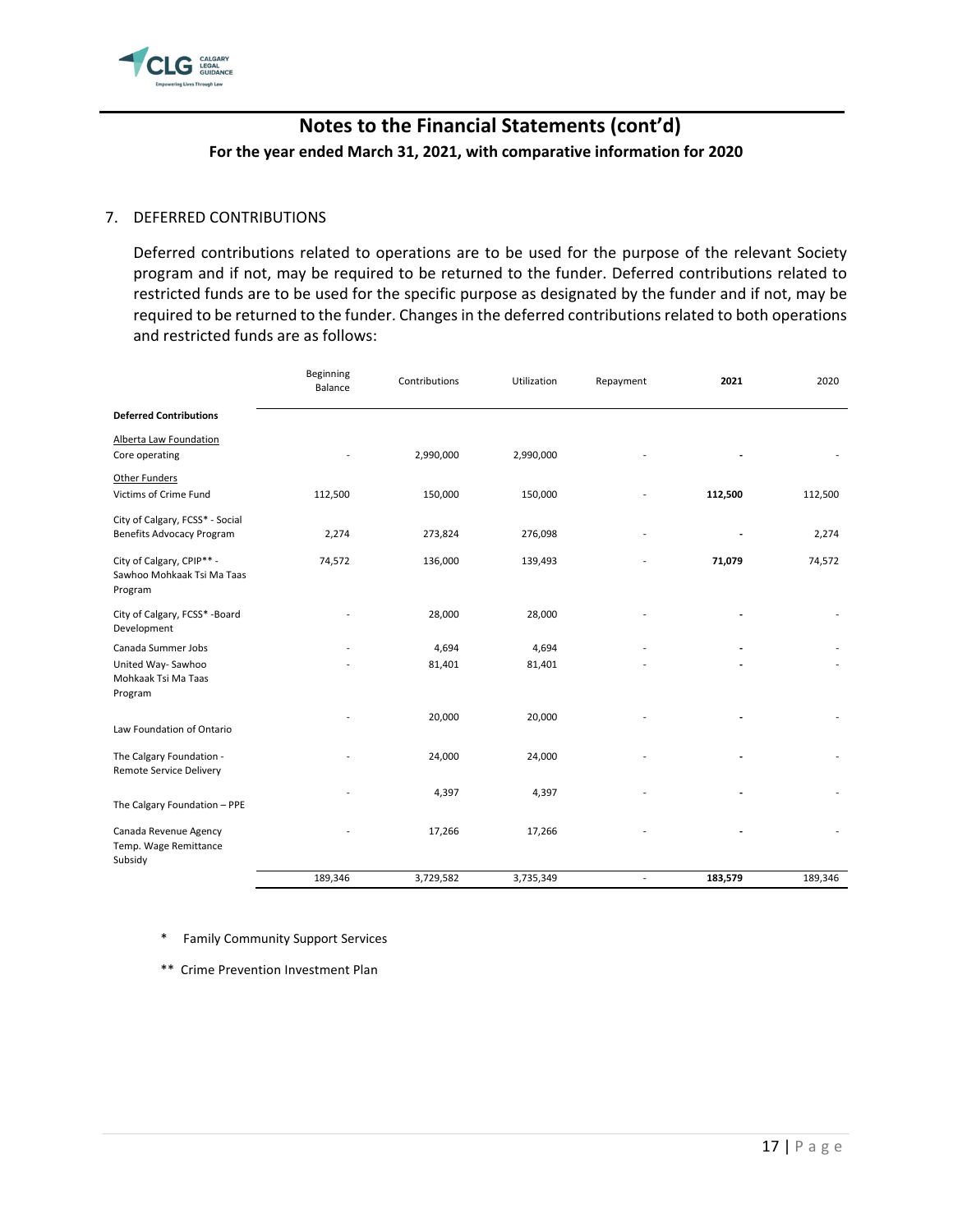# Notes to the Financial Statements (cont'd)

**For the year ended March 31, 2021, with comparative information for 2020**

7. DEFERRED CONTRIBUTIONS

Deferred contributions related to operations are to be used for the purpose of the relevant Society program and if not, may be required to be returned to the funder. Deferred contributions related to restricted funds are to be used for the specific purpose as designated by the funder and if not, may be required to be returned to the funder. Changes in the deferred contributions related to both operations and restricted funds are as follows:

| | Beginning Balance | Contributions | Utilization | Repayment | **2021** | 2020 |
|---|---|---|---|---|---|---|
| **Deferred Contributions** | | | | | | |
| Alberta Law Foundation | | | | | | |
| Core operating | - | 2,990,000 | 2,990,000 | - | **-** | - |
| Other Funders | | | | | | |
| Victims of Crime Fund | 112,500 | 150,000 | 150,000 | - | **112,500** | 112,500 |
| City of Calgary, FCSS* - Social Benefits Advocacy Program | 2,274 | 273,824 | 276,098 | - | **-** | 2,274 |
| City of Calgary, CPIP** - Sawhoo Mohkaak Tsi Ma Taas Program | 74,572 | 136,000 | 139,493 | - | **71,079** | 74,572 |
| City of Calgary, FCSS* -Board Development | - | 28,000 | 28,000 | - | **-** | - |
| Canada Summer Jobs | - | 4,694 | 4,694 | - | **-** | - |
| United Way- Sawhoo Mohkaak Tsi Ma Taas Program | - | 81,401 | 81,401 | - | **-** | - |
| Law Foundation of Ontario | - | 20,000 | 20,000 | - | **-** | - |
| The Calgary Foundation - Remote Service Delivery | - | 24,000 | 24,000 | - | **-** | - |
| The Calgary Foundation – PPE | - | 4,397 | 4,397 | - | **-** | - |
| Canada Revenue Agency Temp. Wage Remittance Subsidy | - | 17,266 | 17,266 | - | **-** | - |
| | 189,346 | 3,729,582 | 3,735,349 | - | **183,579** | 189,346 |

\* Family Community Support Services

\*\* Crime Prevention Investment Plan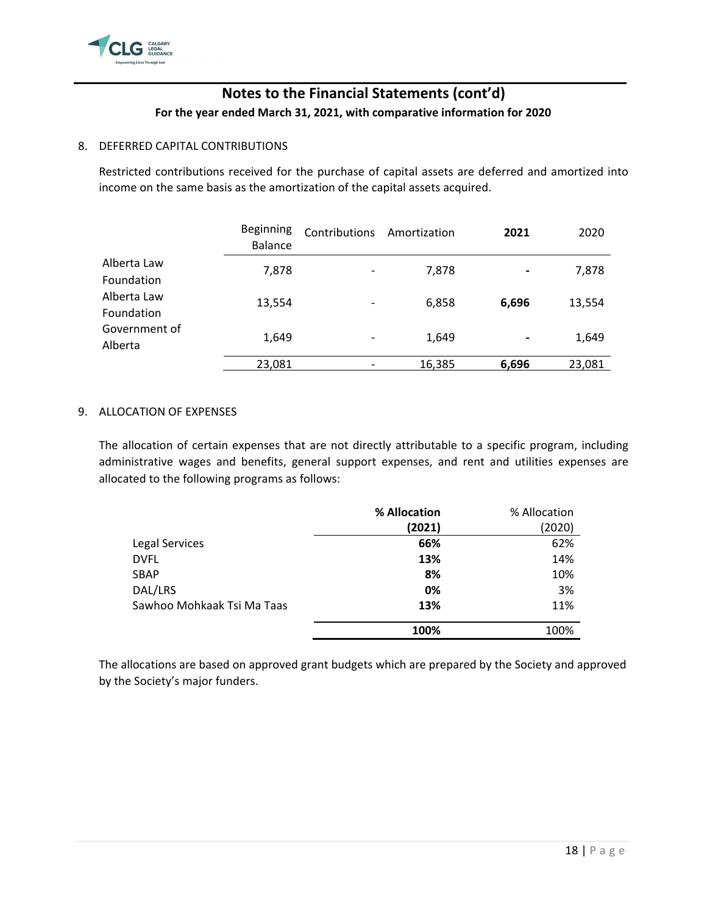## Notes to the Financial Statements (cont'd)

**For the year ended March 31, 2021, with comparative information for 2020**

8. DEFERRED CAPITAL CONTRIBUTIONS

Restricted contributions received for the purchase of capital assets are deferred and amortized into income on the same basis as the amortization of the capital assets acquired.

| | Beginning Balance | Contributions | Amortization | **2021** | 2020 |
|---|---|---|---|---|---|
| Alberta Law Foundation | 7,878 | - | 7,878 | **-** | 7,878 |
| Alberta Law Foundation | 13,554 | - | 6,858 | **6,696** | 13,554 |
| Government of Alberta | 1,649 | - | 1,649 | **-** | 1,649 |
| | 23,081 | - | 16,385 | **6,696** | 23,081 |

9. ALLOCATION OF EXPENSES

The allocation of certain expenses that are not directly attributable to a specific program, including administrative wages and benefits, general support expenses, and rent and utilities expenses are allocated to the following programs as follows:

| | **% Allocation (2021)** | % Allocation (2020) |
|---|---|---|
| Legal Services | **66%** | 62% |
| DVFL | **13%** | 14% |
| SBAP | **8%** | 10% |
| DAL/LRS | **0%** | 3% |
| Sawhoo Mohkaak Tsi Ma Taas | **13%** | 11% |
| | **100%** | 100% |

The allocations are based on approved grant budgets which are prepared by the Society and approved by the Society's major funders.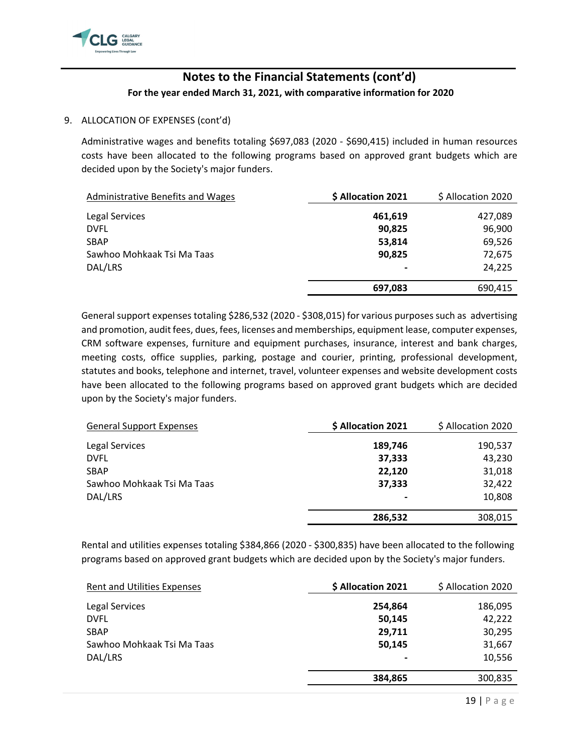## Notes to the Financial Statements (cont'd)

**For the year ended March 31, 2021, with comparative information for 2020**

9. ALLOCATION OF EXPENSES (cont'd)

Administrative wages and benefits totaling $697,083 (2020 - $690,415) included in human resources costs have been allocated to the following programs based on approved grant budgets which are decided upon by the Society's major funders.

| Administrative Benefits and Wages | **$ Allocation 2021** | $ Allocation 2020 |
|---|---|---|
| Legal Services | **461,619** | 427,089 |
| DVFL | **90,825** | 96,900 |
| SBAP | **53,814** | 69,526 |
| Sawhoo Mohkaak Tsi Ma Taas | **90,825** | 72,675 |
| DAL/LRS | **-** | 24,225 |
| | **697,083** | 690,415 |

General support expenses totaling $286,532 (2020 - $308,015) for various purposes such as advertising and promotion, audit fees, dues, fees, licenses and memberships, equipment lease, computer expenses, CRM software expenses, furniture and equipment purchases, insurance, interest and bank charges, meeting costs, office supplies, parking, postage and courier, printing, professional development, statutes and books, telephone and internet, travel, volunteer expenses and website development costs have been allocated to the following programs based on approved grant budgets which are decided upon by the Society's major funders.

| General Support Expenses | **$ Allocation 2021** | $ Allocation 2020 |
|---|---|---|
| Legal Services | **189,746** | 190,537 |
| DVFL | **37,333** | 43,230 |
| SBAP | **22,120** | 31,018 |
| Sawhoo Mohkaak Tsi Ma Taas | **37,333** | 32,422 |
| DAL/LRS | **-** | 10,808 |
| | **286,532** | 308,015 |

Rental and utilities expenses totaling $384,866 (2020 - $300,835) have been allocated to the following programs based on approved grant budgets which are decided upon by the Society's major funders.

| Rent and Utilities Expenses | **$ Allocation 2021** | $ Allocation 2020 |
|---|---|---|
| Legal Services | **254,864** | 186,095 |
| DVFL | **50,145** | 42,222 |
| SBAP | **29,711** | 30,295 |
| Sawhoo Mohkaak Tsi Ma Taas | **50,145** | 31,667 |
| DAL/LRS | **-** | 10,556 |
| | **384,865** | 300,835 |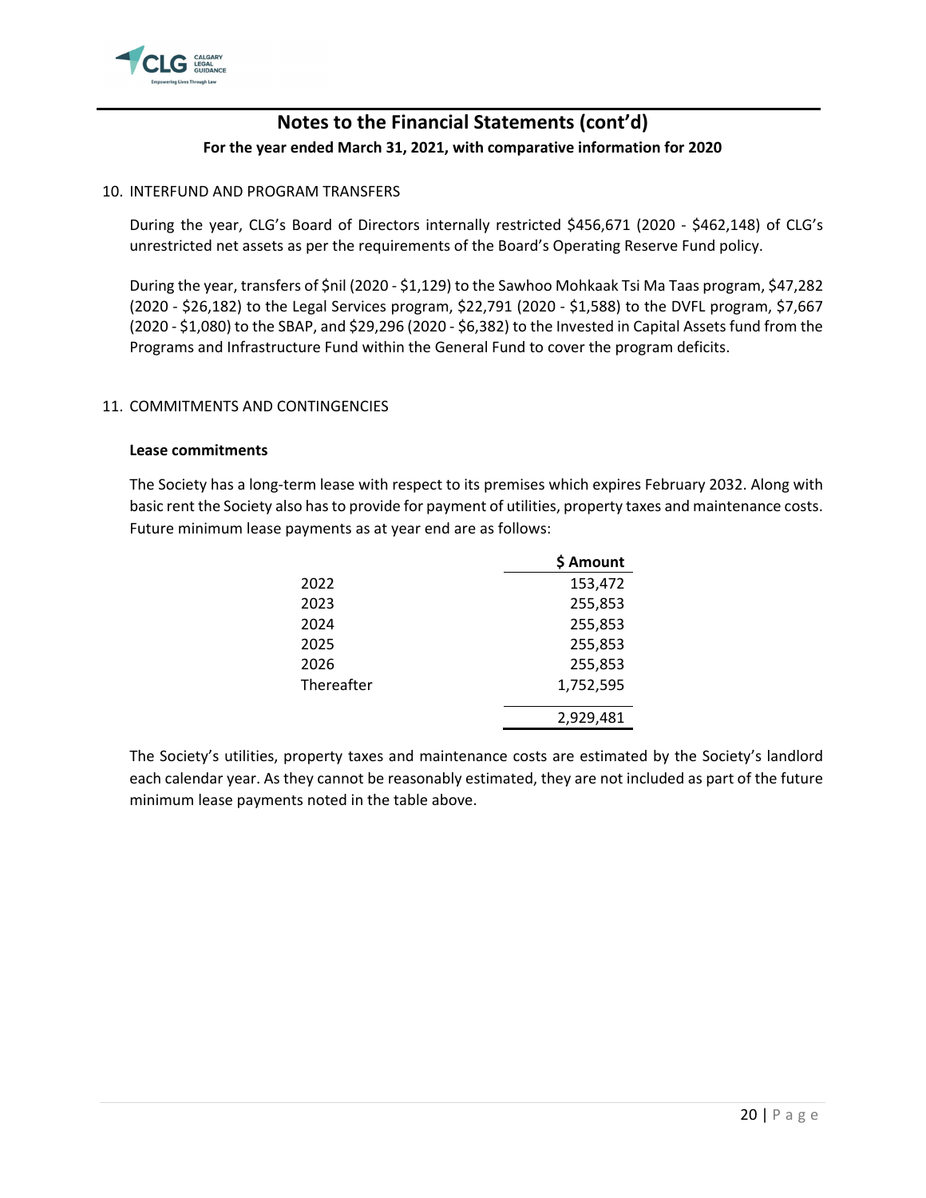## Notes to the Financial Statements (cont'd)

**For the year ended March 31, 2021, with comparative information for 2020**

10. INTERFUND AND PROGRAM TRANSFERS

During the year, CLG's Board of Directors internally restricted $456,671 (2020 - $462,148) of CLG's unrestricted net assets as per the requirements of the Board's Operating Reserve Fund policy.

During the year, transfers of $nil (2020 - $1,129) to the Sawhoo Mohkaak Tsi Ma Taas program, $47,282 (2020 - $26,182) to the Legal Services program, $22,791 (2020 - $1,588) to the DVFL program, $7,667 (2020 - $1,080) to the SBAP, and $29,296 (2020 - $6,382) to the Invested in Capital Assets fund from the Programs and Infrastructure Fund within the General Fund to cover the program deficits.

11. COMMITMENTS AND CONTINGENCIES

**Lease commitments**

The Society has a long-term lease with respect to its premises which expires February 2032. Along with basic rent the Society also has to provide for payment of utilities, property taxes and maintenance costs. Future minimum lease payments as at year end are as follows:

| | $ Amount |
|---|---:|
| 2022 | 153,472 |
| 2023 | 255,853 |
| 2024 | 255,853 |
| 2025 | 255,853 |
| 2026 | 255,853 |
| Thereafter | 1,752,595 |
| | 2,929,481 |

The Society's utilities, property taxes and maintenance costs are estimated by the Society's landlord each calendar year. As they cannot be reasonably estimated, they are not included as part of the future minimum lease payments noted in the table above.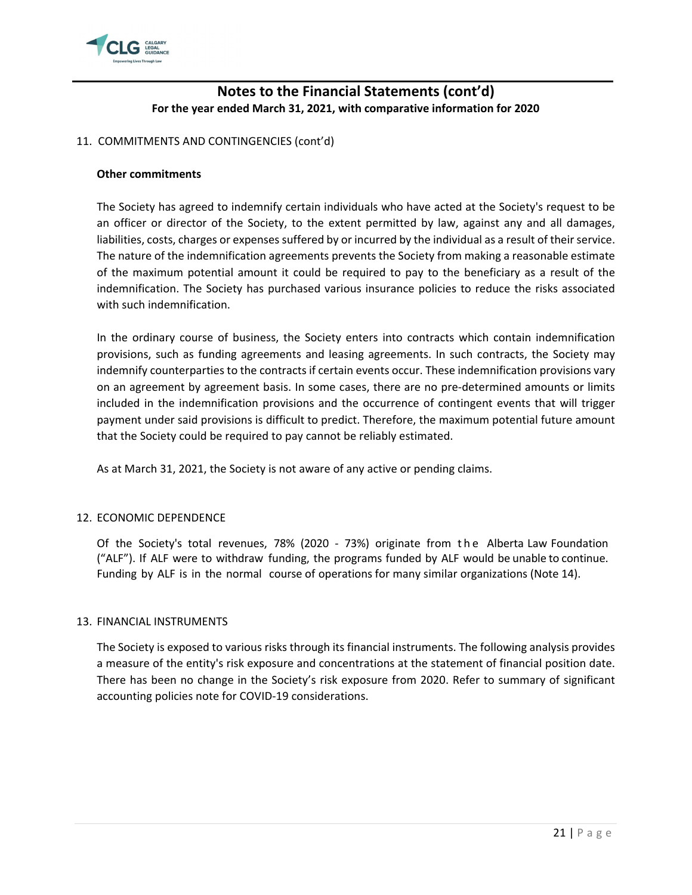## Notes to the Financial Statements (cont'd)

**For the year ended March 31, 2021, with comparative information for 2020**

11. COMMITMENTS AND CONTINGENCIES (cont'd)

**Other commitments**

The Society has agreed to indemnify certain individuals who have acted at the Society's request to be an officer or director of the Society, to the extent permitted by law, against any and all damages, liabilities, costs, charges or expenses suffered by or incurred by the individual as a result of their service. The nature of the indemnification agreements prevents the Society from making a reasonable estimate of the maximum potential amount it could be required to pay to the beneficiary as a result of the indemnification. The Society has purchased various insurance policies to reduce the risks associated with such indemnification.

In the ordinary course of business, the Society enters into contracts which contain indemnification provisions, such as funding agreements and leasing agreements. In such contracts, the Society may indemnify counterparties to the contracts if certain events occur. These indemnification provisions vary on an agreement by agreement basis. In some cases, there are no pre-determined amounts or limits included in the indemnification provisions and the occurrence of contingent events that will trigger payment under said provisions is difficult to predict. Therefore, the maximum potential future amount that the Society could be required to pay cannot be reliably estimated.

As at March 31, 2021, the Society is not aware of any active or pending claims.

12. ECONOMIC DEPENDENCE

Of the Society's total revenues, 78% (2020 - 73%) originate from the Alberta Law Foundation ("ALF"). If ALF were to withdraw funding, the programs funded by ALF would be unable to continue. Funding by ALF is in the normal course of operations for many similar organizations (Note 14).

13. FINANCIAL INSTRUMENTS

The Society is exposed to various risks through its financial instruments. The following analysis provides a measure of the entity's risk exposure and concentrations at the statement of financial position date. There has been no change in the Society's risk exposure from 2020. Refer to summary of significant accounting policies note for COVID-19 considerations.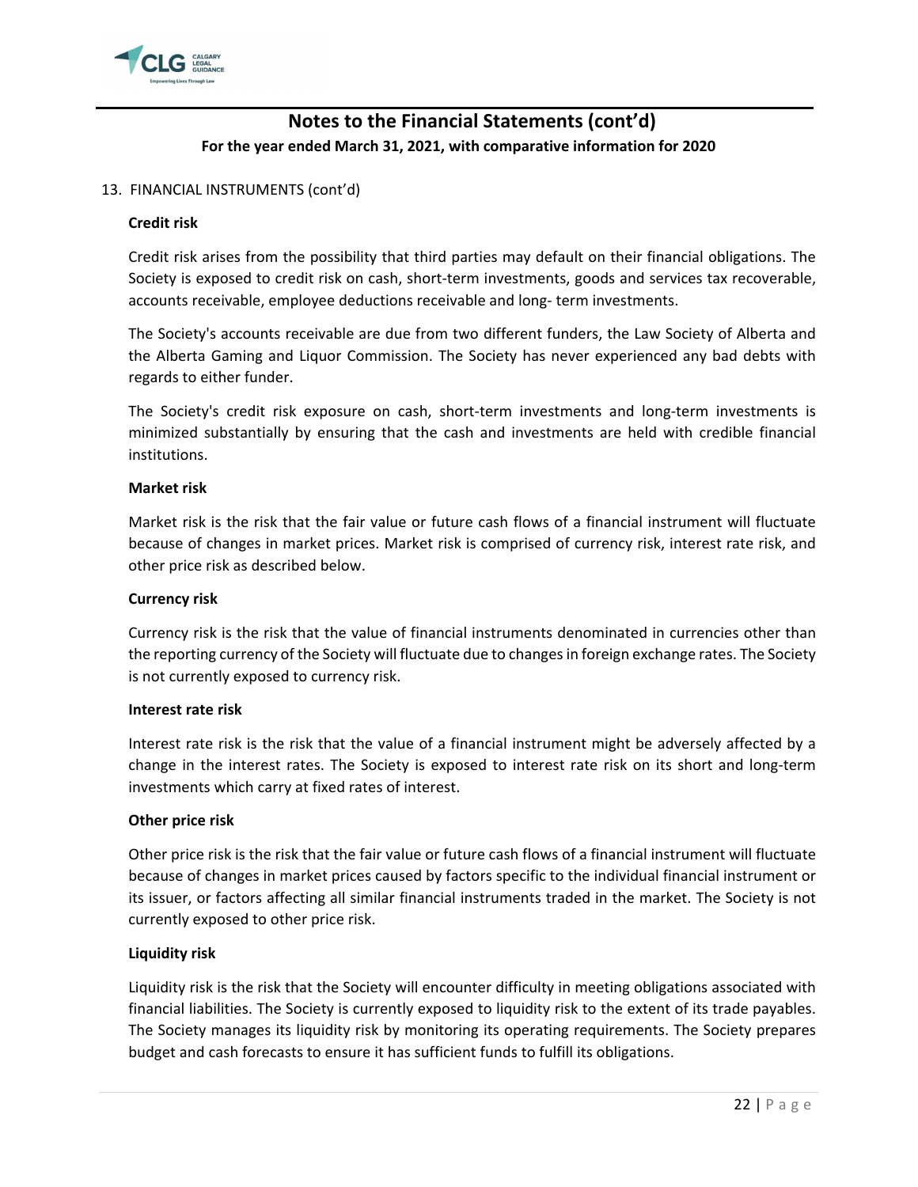## Notes to the Financial Statements (cont'd)

**For the year ended March 31, 2021, with comparative information for 2020**

13. FINANCIAL INSTRUMENTS (cont'd)

**Credit risk**

Credit risk arises from the possibility that third parties may default on their financial obligations. The Society is exposed to credit risk on cash, short-term investments, goods and services tax recoverable, accounts receivable, employee deductions receivable and long- term investments.

The Society's accounts receivable are due from two different funders, the Law Society of Alberta and the Alberta Gaming and Liquor Commission. The Society has never experienced any bad debts with regards to either funder.

The Society's credit risk exposure on cash, short-term investments and long-term investments is minimized substantially by ensuring that the cash and investments are held with credible financial institutions.

**Market risk**

Market risk is the risk that the fair value or future cash flows of a financial instrument will fluctuate because of changes in market prices. Market risk is comprised of currency risk, interest rate risk, and other price risk as described below.

**Currency risk**

Currency risk is the risk that the value of financial instruments denominated in currencies other than the reporting currency of the Society will fluctuate due to changes in foreign exchange rates. The Society is not currently exposed to currency risk.

**Interest rate risk**

Interest rate risk is the risk that the value of a financial instrument might be adversely affected by a change in the interest rates. The Society is exposed to interest rate risk on its short and long-term investments which carry at fixed rates of interest.

**Other price risk**

Other price risk is the risk that the fair value or future cash flows of a financial instrument will fluctuate because of changes in market prices caused by factors specific to the individual financial instrument or its issuer, or factors affecting all similar financial instruments traded in the market. The Society is not currently exposed to other price risk.

**Liquidity risk**

Liquidity risk is the risk that the Society will encounter difficulty in meeting obligations associated with financial liabilities. The Society is currently exposed to liquidity risk to the extent of its trade payables. The Society manages its liquidity risk by monitoring its operating requirements. The Society prepares budget and cash forecasts to ensure it has sufficient funds to fulfill its obligations.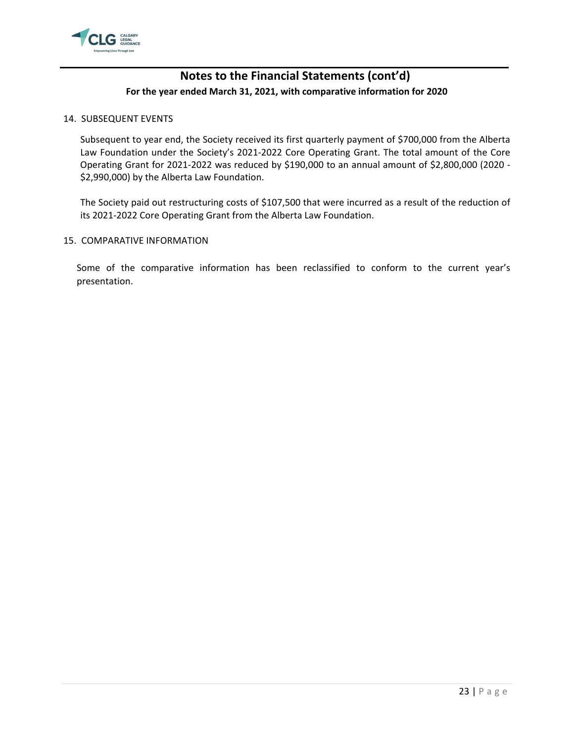# Notes to the Financial Statements (cont'd)

**For the year ended March 31, 2021, with comparative information for 2020**

14. SUBSEQUENT EVENTS

Subsequent to year end, the Society received its first quarterly payment of $700,000 from the Alberta Law Foundation under the Society's 2021-2022 Core Operating Grant. The total amount of the Core Operating Grant for 2021-2022 was reduced by $190,000 to an annual amount of $2,800,000 (2020 - $2,990,000) by the Alberta Law Foundation.

The Society paid out restructuring costs of $107,500 that were incurred as a result of the reduction of its 2021-2022 Core Operating Grant from the Alberta Law Foundation.

15. COMPARATIVE INFORMATION

Some of the comparative information has been reclassified to conform to the current year's presentation.